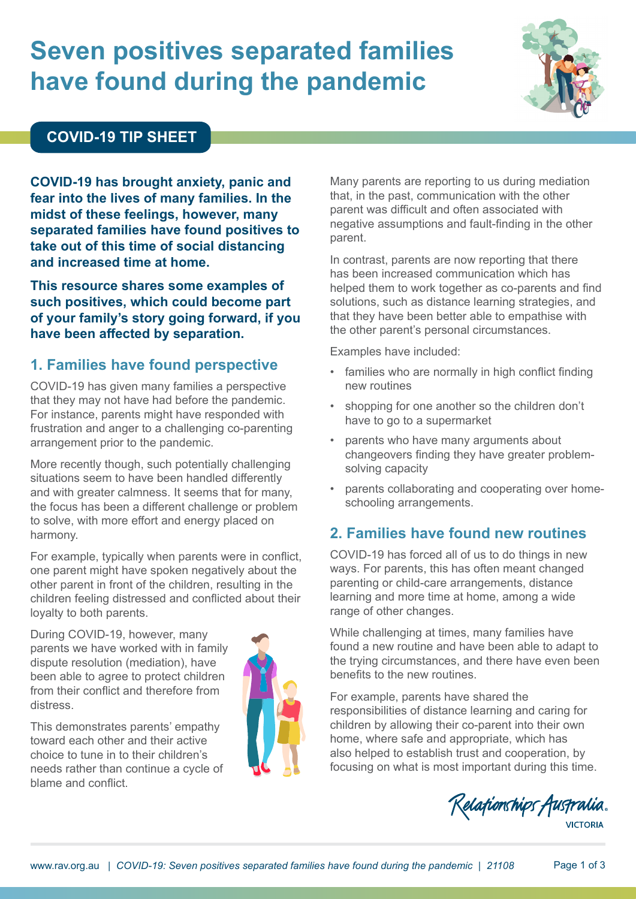# Seven positives separated families have found during the pandemic

## COVID-19 TIP SHEET

**COVID-19 has brought anxiety, panic and fear into the lives of many families. In the midst of these feelings, however, many separated families have found positives to take out of this time of social distancing and increased time at home.**

**This resource shares some examples of such positives, which could become part of your family's story going forward, if you have been affected by separation.**

### 1. Families have found perspective

COVID-19 has given many families a perspective that they may not have had before the pandemic. For instance, parents might have responded with frustration and anger to a challenging co-parenting arrangement prior to the pandemic.

More recently though, such potentially challenging situations seem to have been handled differently and with greater calmness. It seems that for many, the focus has been a different challenge or problem to solve, with more effort and energy placed on harmony.

For example, typically when parents were in conflict, one parent might have spoken negatively about the other parent in front of the children, resulting in the children feeling distressed and conflicted about their loyalty to both parents.

During COVID-19, however, many parents we have worked with in family dispute resolution (mediation), have been able to agree to protect children from their conflict and therefore from distress.

This demonstrates parents' empathy toward each other and their active choice to tune in to their children's needs rather than continue a cycle of blame and conflict.

Many parents are reporting to us during mediation that, in the past, communication with the other parent was difficult and often associated with negative assumptions and fault-finding in the other parent.

In contrast, parents are now reporting that there has been increased communication which has helped them to work together as co-parents and find solutions, such as distance learning strategies, and that they have been better able to empathise with the other parent's personal circumstances.

Examples have included:

- families who are normally in high conflict finding new routines
- shopping for one another so the children don't have to go to a supermarket
- parents who have many arguments about changeovers finding they have greater problem-solving capacity
- parents collaborating and cooperating over home-schooling arrangements.

### 2. Families have found new routines

COVID-19 has forced all of us to do things in new ways. For parents, this has often meant changed parenting or child-care arrangements, distance learning and more time at home, among a wide range of other changes.

While challenging at times, many families have found a new routine and have been able to adapt to the trying circumstances, and there have even been benefits to the new routines.

For example, parents have shared the responsibilities of distance learning and caring for children by allowing their co-parent into their own home, where safe and appropriate, which has also helped to establish trust and cooperation, by focusing on what is most important during this time.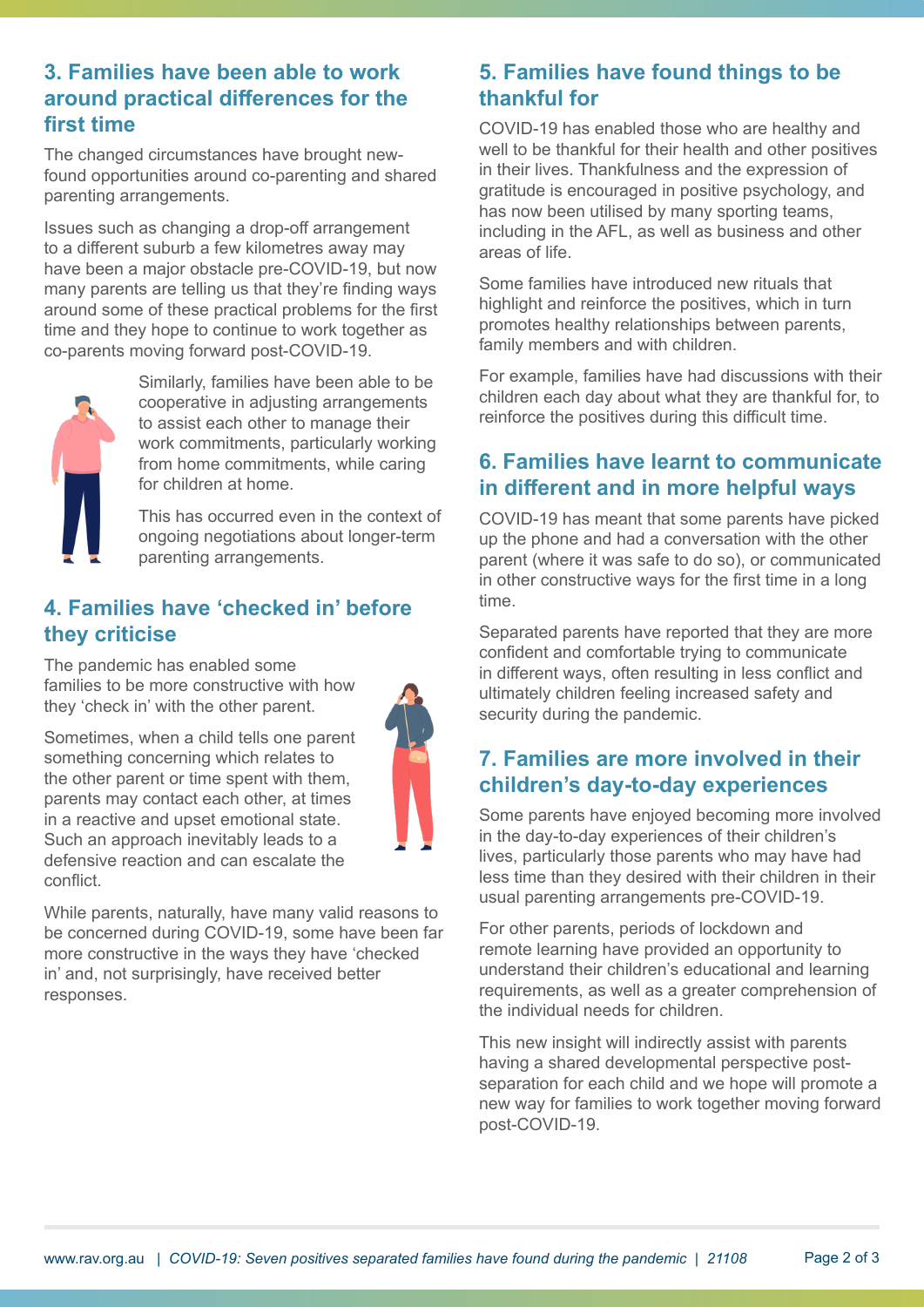## 3. Families have been able to work around practical differences for the first time

The changed circumstances have brought new-found opportunities around co-parenting and shared parenting arrangements.

Issues such as changing a drop-off arrangement to a different suburb a few kilometres away may have been a major obstacle pre-COVID-19, but now many parents are telling us that they're finding ways around some of these practical problems for the first time and they hope to continue to work together as co-parents moving forward post-COVID-19.

Similarly, families have been able to be cooperative in adjusting arrangements to assist each other to manage their work commitments, particularly working from home commitments, while caring for children at home.

This has occurred even in the context of ongoing negotiations about longer-term parenting arrangements.

## 4. Families have 'checked in' before they criticise

The pandemic has enabled some families to be more constructive with how they 'check in' with the other parent.

Sometimes, when a child tells one parent something concerning which relates to the other parent or time spent with them, parents may contact each other, at times in a reactive and upset emotional state. Such an approach inevitably leads to a defensive reaction and can escalate the conflict.

While parents, naturally, have many valid reasons to be concerned during COVID-19, some have been far more constructive in the ways they have 'checked in' and, not surprisingly, have received better responses.

## 5. Families have found things to be thankful for

COVID-19 has enabled those who are healthy and well to be thankful for their health and other positives in their lives. Thankfulness and the expression of gratitude is encouraged in positive psychology, and has now been utilised by many sporting teams, including in the AFL, as well as business and other areas of life.

Some families have introduced new rituals that highlight and reinforce the positives, which in turn promotes healthy relationships between parents, family members and with children.

For example, families have had discussions with their children each day about what they are thankful for, to reinforce the positives during this difficult time.

## 6. Families have learnt to communicate in different and in more helpful ways

COVID-19 has meant that some parents have picked up the phone and had a conversation with the other parent (where it was safe to do so), or communicated in other constructive ways for the first time in a long time.

Separated parents have reported that they are more confident and comfortable trying to communicate in different ways, often resulting in less conflict and ultimately children feeling increased safety and security during the pandemic.

## 7. Families are more involved in their children's day-to-day experiences

Some parents have enjoyed becoming more involved in the day-to-day experiences of their children's lives, particularly those parents who may have had less time than they desired with their children in their usual parenting arrangements pre-COVID-19.

For other parents, periods of lockdown and remote learning have provided an opportunity to understand their children's educational and learning requirements, as well as a greater comprehension of the individual needs for children.

This new insight will indirectly assist with parents having a shared developmental perspective post-separation for each child and we hope will promote a new way for families to work together moving forward post-COVID-19.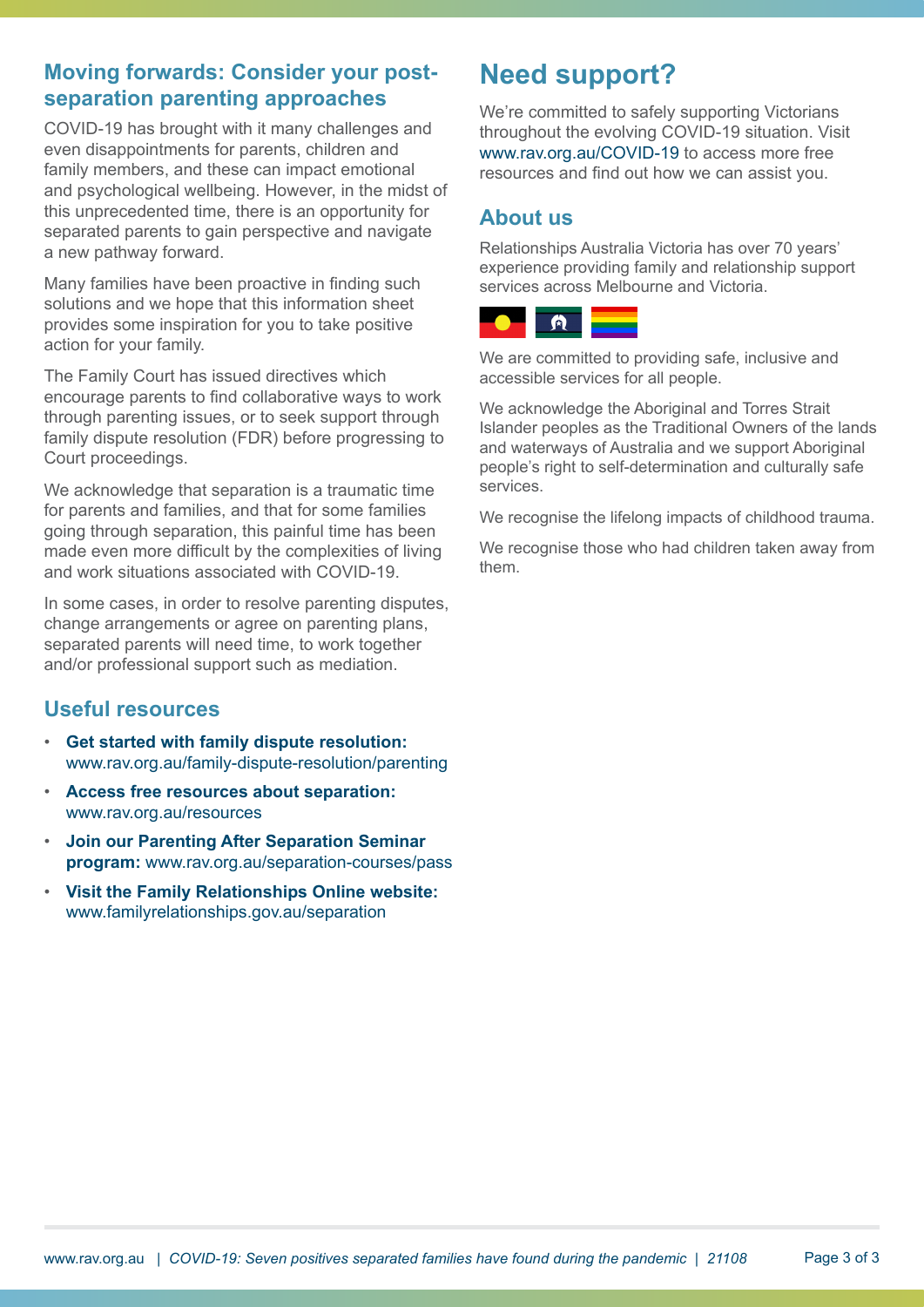## Moving forwards: Consider your post-separation parenting approaches

COVID-19 has brought with it many challenges and even disappointments for parents, children and family members, and these can impact emotional and psychological wellbeing. However, in the midst of this unprecedented time, there is an opportunity for separated parents to gain perspective and navigate a new pathway forward.

Many families have been proactive in finding such solutions and we hope that this information sheet provides some inspiration for you to take positive action for your family.

The Family Court has issued directives which encourage parents to find collaborative ways to work through parenting issues, or to seek support through family dispute resolution (FDR) before progressing to Court proceedings.

We acknowledge that separation is a traumatic time for parents and families, and that for some families going through separation, this painful time has been made even more difficult by the complexities of living and work situations associated with COVID-19.

In some cases, in order to resolve parenting disputes, change arrangements or agree on parenting plans, separated parents will need time, to work together and/or professional support such as mediation.

## Useful resources

- **Get started with family dispute resolution:** www.rav.org.au/family-dispute-resolution/parenting
- **Access free resources about separation:** www.rav.org.au/resources
- **Join our Parenting After Separation Seminar program:** www.rav.org.au/separation-courses/pass
- **Visit the Family Relationships Online website:** www.familyrelationships.gov.au/separation

# Need support?

We're committed to safely supporting Victorians throughout the evolving COVID-19 situation. Visit www.rav.org.au/COVID-19 to access more free resources and find out how we can assist you.

## About us

Relationships Australia Victoria has over 70 years' experience providing family and relationship support services across Melbourne and Victoria.

We are committed to providing safe, inclusive and accessible services for all people.

We acknowledge the Aboriginal and Torres Strait Islander peoples as the Traditional Owners of the lands and waterways of Australia and we support Aboriginal people's right to self-determination and culturally safe services.

We recognise the lifelong impacts of childhood trauma.

We recognise those who had children taken away from them.